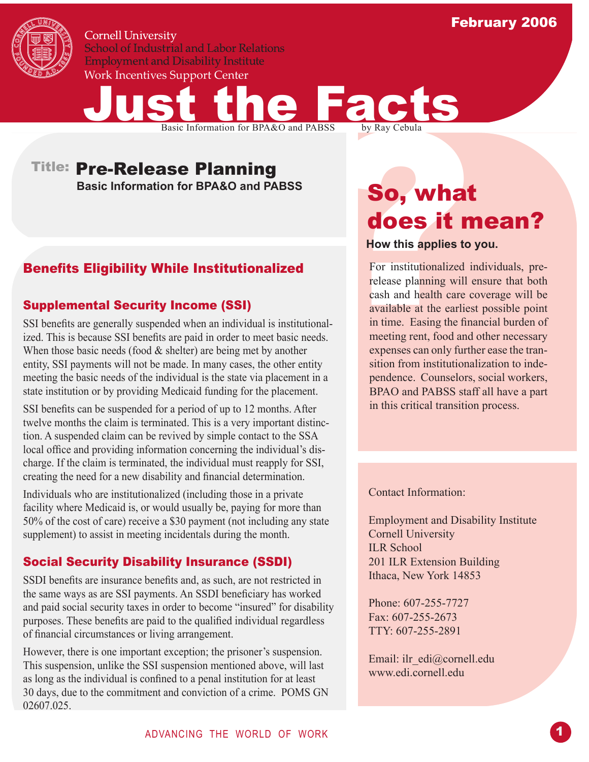Cornell University
School of Industrial and Labor Relations
Employment and Disability Institute
Work Incentives Support Center

February 2006

# Just the Facts

Basic Information for BPA&O and PABSS by Ray Cebula

## Title: Pre-Release Planning

**Basic Information for BPA&O and PABSS**

## Benefits Eligibility While Institutionalized

### Supplemental Security Income (SSI)

SSI benefits are generally suspended when an individual is institutionalized. This is because SSI benefits are paid in order to meet basic needs. When those basic needs (food & shelter) are being met by another entity, SSI payments will not be made. In many cases, the other entity meeting the basic needs of the individual is the state via placement in a state institution or by providing Medicaid funding for the placement.

SSI benefits can be suspended for a period of up to 12 months. After twelve months the claim is terminated. This is a very important distinction. A suspended claim can be revived by simple contact to the SSA local office and providing information concerning the individual's discharge. If the claim is terminated, the individual must reapply for SSI, creating the need for a new disability and financial determination.

Individuals who are institutionalized (including those in a private facility where Medicaid is, or would usually be, paying for more than 50% of the cost of care) receive a $30 payment (not including any state supplement) to assist in meeting incidentals during the month.

### Social Security Disability Insurance (SSDI)

SSDI benefits are insurance benefits and, as such, are not restricted in the same ways as are SSI payments. An SSDI beneficiary has worked and paid social security taxes in order to become "insured" for disability purposes. These benefits are paid to the qualified individual regardless of financial circumstances or living arrangement.

However, there is one important exception; the prisoner's suspension. This suspension, unlike the SSI suspension mentioned above, will last as long as the individual is confined to a penal institution for at least 30 days, due to the commitment and conviction of a crime. POMS GN 02607.025.

## So, what does it mean?

**How this applies to you.**

For institutionalized individuals, pre-release planning will ensure that both cash and health care coverage will be available at the earliest possible point in time. Easing the financial burden of meeting rent, food and other necessary expenses can only further ease the transition from institutionalization to independence. Counselors, social workers, BPAO and PABSS staff all have a part in this critical transition process.

Contact Information:

Employment and Disability Institute
Cornell University
ILR School
201 ILR Extension Building
Ithaca, New York 14853

Phone: 607-255-7727
Fax: 607-255-2673
TTY: 607-255-2891

Email: ilr_edi@cornell.edu
www.edi.cornell.edu

ADVANCING THE WORLD OF WORK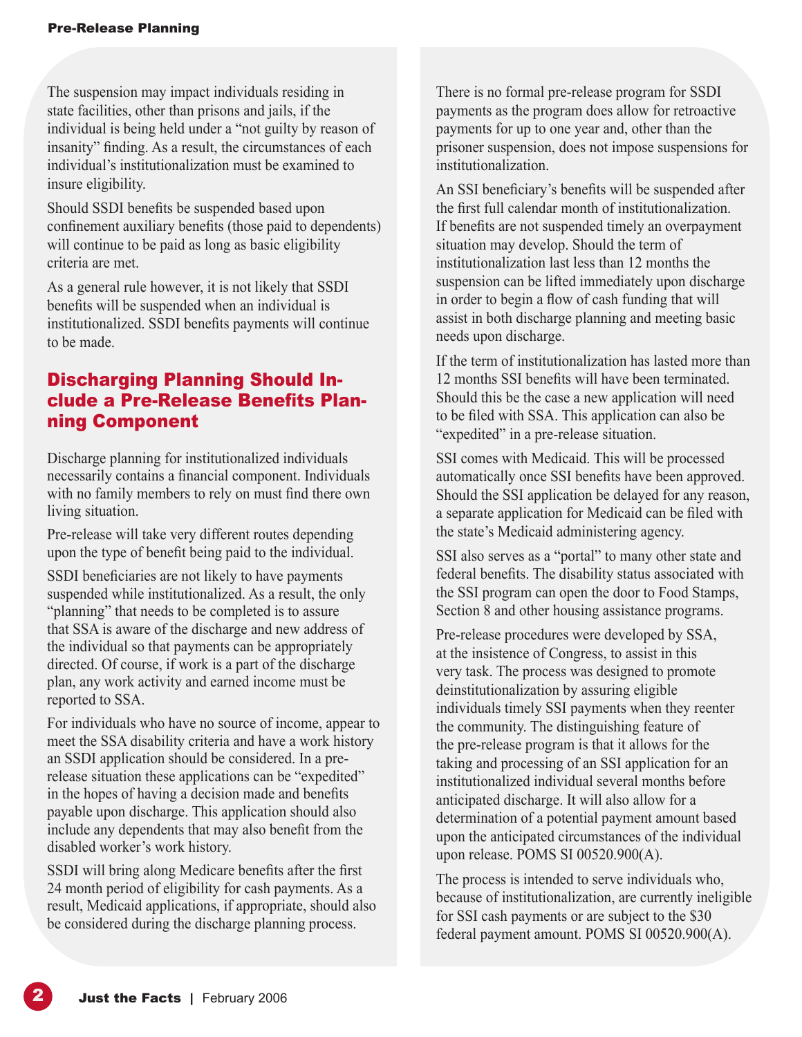The suspension may impact individuals residing in state facilities, other than prisons and jails, if the individual is being held under a "not guilty by reason of insanity" finding. As a result, the circumstances of each individual's institutionalization must be examined to insure eligibility.

Should SSDI benefits be suspended based upon confinement auxiliary benefits (those paid to dependents) will continue to be paid as long as basic eligibility criteria are met.

As a general rule however, it is not likely that SSDI benefits will be suspended when an individual is institutionalized. SSDI benefits payments will continue to be made.

## Discharging Planning Should Include a Pre-Release Benefits Planning Component

Discharge planning for institutionalized individuals necessarily contains a financial component. Individuals with no family members to rely on must find there own living situation.

Pre-release will take very different routes depending upon the type of benefit being paid to the individual.

SSDI beneficiaries are not likely to have payments suspended while institutionalized. As a result, the only "planning" that needs to be completed is to assure that SSA is aware of the discharge and new address of the individual so that payments can be appropriately directed. Of course, if work is a part of the discharge plan, any work activity and earned income must be reported to SSA.

For individuals who have no source of income, appear to meet the SSA disability criteria and have a work history an SSDI application should be considered. In a pre-release situation these applications can be "expedited" in the hopes of having a decision made and benefits payable upon discharge. This application should also include any dependents that may also benefit from the disabled worker's work history.

SSDI will bring along Medicare benefits after the first 24 month period of eligibility for cash payments. As a result, Medicaid applications, if appropriate, should also be considered during the discharge planning process.

There is no formal pre-release program for SSDI payments as the program does allow for retroactive payments for up to one year and, other than the prisoner suspension, does not impose suspensions for institutionalization.

An SSI beneficiary's benefits will be suspended after the first full calendar month of institutionalization. If benefits are not suspended timely an overpayment situation may develop. Should the term of institutionalization last less than 12 months the suspension can be lifted immediately upon discharge in order to begin a flow of cash funding that will assist in both discharge planning and meeting basic needs upon discharge.

If the term of institutionalization has lasted more than 12 months SSI benefits will have been terminated. Should this be the case a new application will need to be filed with SSA. This application can also be "expedited" in a pre-release situation.

SSI comes with Medicaid. This will be processed automatically once SSI benefits have been approved. Should the SSI application be delayed for any reason, a separate application for Medicaid can be filed with the state's Medicaid administering agency.

SSI also serves as a "portal" to many other state and federal benefits. The disability status associated with the SSI program can open the door to Food Stamps, Section 8 and other housing assistance programs.

Pre-release procedures were developed by SSA, at the insistence of Congress, to assist in this very task. The process was designed to promote deinstitutionalization by assuring eligible individuals timely SSI payments when they reenter the community. The distinguishing feature of the pre-release program is that it allows for the taking and processing of an SSI application for an institutionalized individual several months before anticipated discharge. It will also allow for a determination of a potential payment amount based upon the anticipated circumstances of the individual upon release. POMS SI 00520.900(A).

The process is intended to serve individuals who, because of institutionalization, are currently ineligible for SSI cash payments or are subject to the $30 federal payment amount. POMS SI 00520.900(A).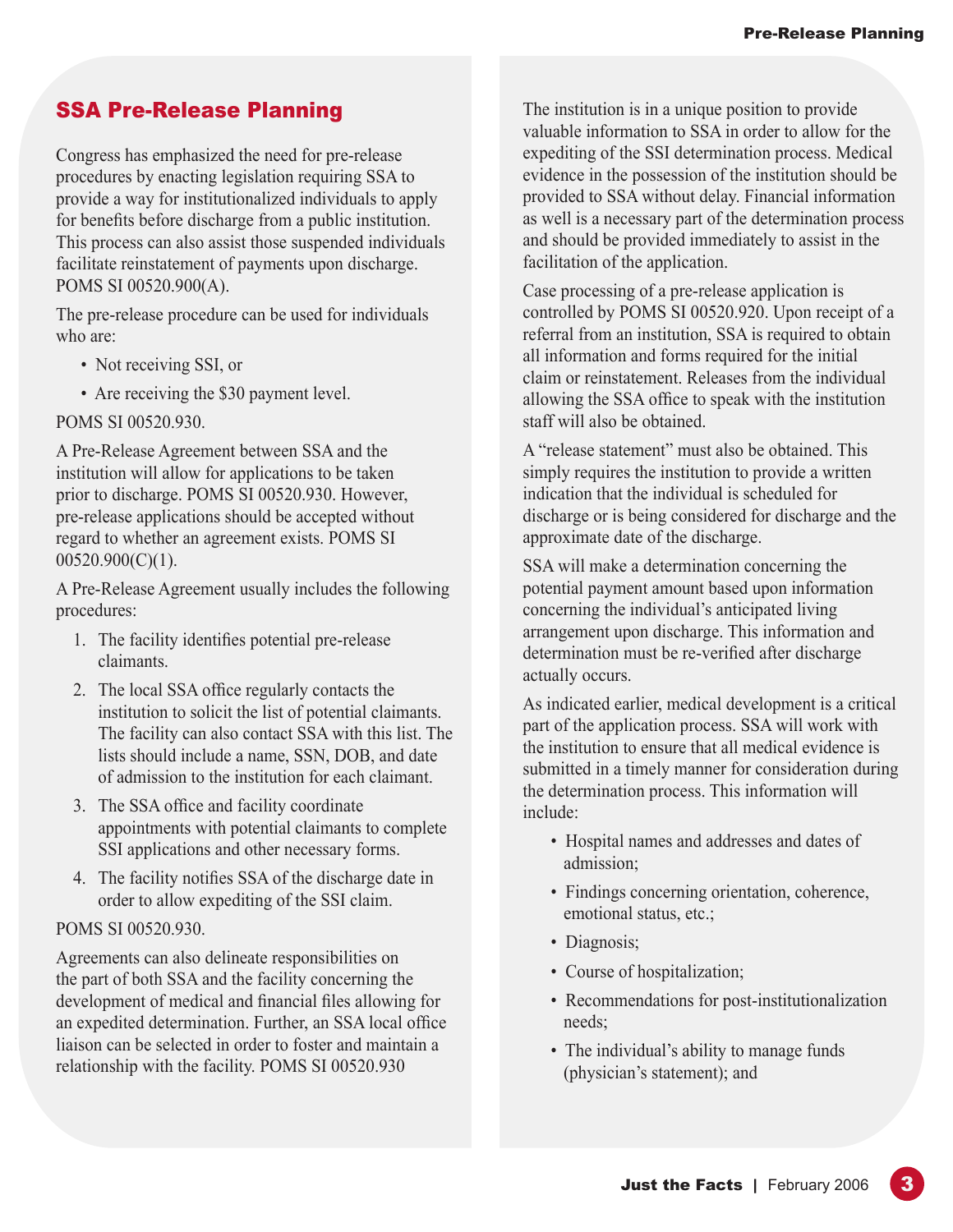## SSA Pre-Release Planning

Congress has emphasized the need for pre-release procedures by enacting legislation requiring SSA to provide a way for institutionalized individuals to apply for benefits before discharge from a public institution. This process can also assist those suspended individuals facilitate reinstatement of payments upon discharge. POMS SI 00520.900(A).

The pre-release procedure can be used for individuals who are:

- Not receiving SSI, or
- Are receiving the $30 payment level.

POMS SI 00520.930.

A Pre-Release Agreement between SSA and the institution will allow for applications to be taken prior to discharge. POMS SI 00520.930. However, pre-release applications should be accepted without regard to whether an agreement exists. POMS SI 00520.900(C)(1).

A Pre-Release Agreement usually includes the following procedures:

1. The facility identifies potential pre-release claimants.
2. The local SSA office regularly contacts the institution to solicit the list of potential claimants. The facility can also contact SSA with this list. The lists should include a name, SSN, DOB, and date of admission to the institution for each claimant.
3. The SSA office and facility coordinate appointments with potential claimants to complete SSI applications and other necessary forms.
4. The facility notifies SSA of the discharge date in order to allow expediting of the SSI claim.

POMS SI 00520.930.

Agreements can also delineate responsibilities on the part of both SSA and the facility concerning the development of medical and financial files allowing for an expedited determination. Further, an SSA local office liaison can be selected in order to foster and maintain a relationship with the facility. POMS SI 00520.930

The institution is in a unique position to provide valuable information to SSA in order to allow for the expediting of the SSI determination process. Medical evidence in the possession of the institution should be provided to SSA without delay. Financial information as well is a necessary part of the determination process and should be provided immediately to assist in the facilitation of the application.

Case processing of a pre-release application is controlled by POMS SI 00520.920. Upon receipt of a referral from an institution, SSA is required to obtain all information and forms required for the initial claim or reinstatement. Releases from the individual allowing the SSA office to speak with the institution staff will also be obtained.

A "release statement" must also be obtained. This simply requires the institution to provide a written indication that the individual is scheduled for discharge or is being considered for discharge and the approximate date of the discharge.

SSA will make a determination concerning the potential payment amount based upon information concerning the individual's anticipated living arrangement upon discharge. This information and determination must be re-verified after discharge actually occurs.

As indicated earlier, medical development is a critical part of the application process. SSA will work with the institution to ensure that all medical evidence is submitted in a timely manner for consideration during the determination process. This information will include:

- Hospital names and addresses and dates of admission;
- Findings concerning orientation, coherence, emotional status, etc.;
- Diagnosis;
- Course of hospitalization;
- Recommendations for post-institutionalization needs;
- The individual's ability to manage funds (physician's statement); and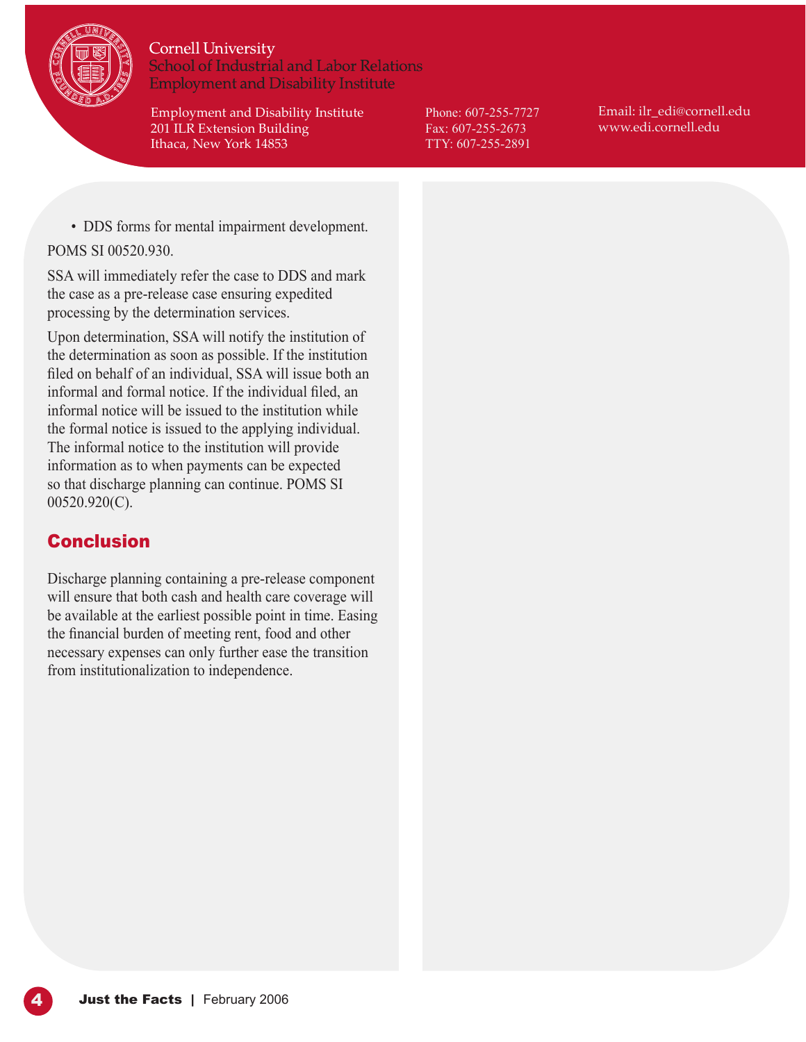Cornell University
School of Industrial and Labor Relations
Employment and Disability Institute

Employment and Disability Institute
201 ILR Extension Building
Ithaca, New York 14853

Phone: 607-255-7727
Fax: 607-255-2673
TTY: 607-255-2891

Email: ilr_edi@cornell.edu
www.edi.cornell.edu

- DDS forms for mental impairment development.

POMS SI 00520.930.

SSA will immediately refer the case to DDS and mark the case as a pre-release case ensuring expedited processing by the determination services.

Upon determination, SSA will notify the institution of the determination as soon as possible. If the institution filed on behalf of an individual, SSA will issue both an informal and formal notice. If the individual filed, an informal notice will be issued to the institution while the formal notice is issued to the applying individual. The informal notice to the institution will provide information as to when payments can be expected so that discharge planning can continue. POMS SI 00520.920(C).

## Conclusion

Discharge planning containing a pre-release component will ensure that both cash and health care coverage will be available at the earliest possible point in time. Easing the financial burden of meeting rent, food and other necessary expenses can only further ease the transition from institutionalization to independence.